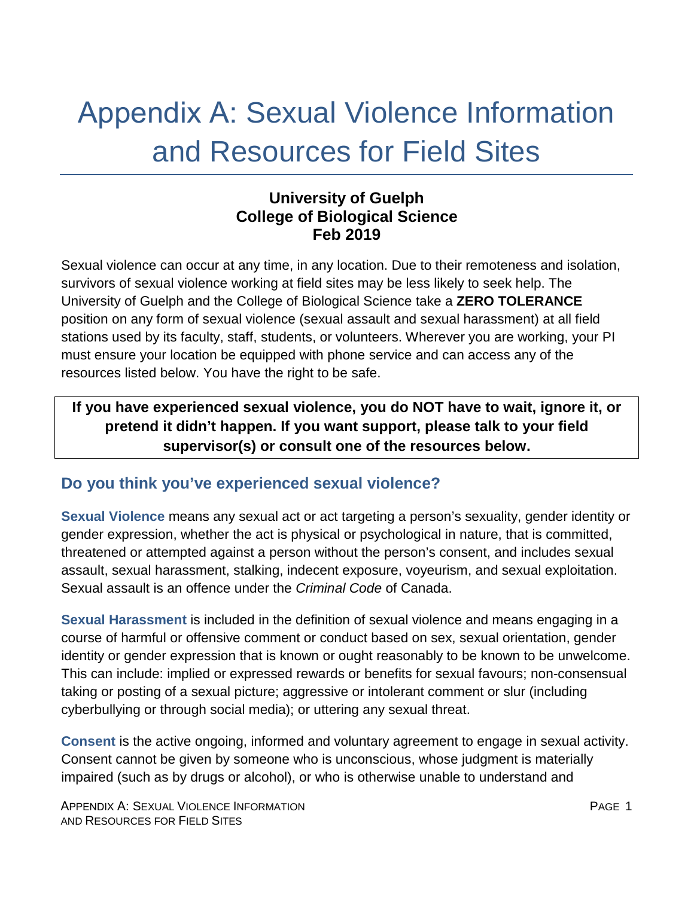# Appendix A: Sexual Violence Information and Resources for Field Sites

**University of Guelph**
**College of Biological Science**
**Feb 2019**

Sexual violence can occur at any time, in any location. Due to their remoteness and isolation, survivors of sexual violence working at field sites may be less likely to seek help. The University of Guelph and the College of Biological Science take a **ZERO TOLERANCE** position on any form of sexual violence (sexual assault and sexual harassment) at all field stations used by its faculty, staff, students, or volunteers. Wherever you are working, your PI must ensure your location be equipped with phone service and can access any of the resources listed below. You have the right to be safe.

**If you have experienced sexual violence, you do NOT have to wait, ignore it, or pretend it didn't happen. If you want support, please talk to your field supervisor(s) or consult one of the resources below.**

## Do you think you've experienced sexual violence?

**Sexual Violence** means any sexual act or act targeting a person's sexuality, gender identity or gender expression, whether the act is physical or psychological in nature, that is committed, threatened or attempted against a person without the person's consent, and includes sexual assault, sexual harassment, stalking, indecent exposure, voyeurism, and sexual exploitation. Sexual assault is an offence under the *Criminal Code* of Canada.

**Sexual Harassment** is included in the definition of sexual violence and means engaging in a course of harmful or offensive comment or conduct based on sex, sexual orientation, gender identity or gender expression that is known or ought reasonably to be known to be unwelcome. This can include: implied or expressed rewards or benefits for sexual favours; non-consensual taking or posting of a sexual picture; aggressive or intolerant comment or slur (including cyberbullying or through social media); or uttering any sexual threat.

**Consent** is the active ongoing, informed and voluntary agreement to engage in sexual activity. Consent cannot be given by someone who is unconscious, whose judgment is materially impaired (such as by drugs or alcohol), or who is otherwise unable to understand and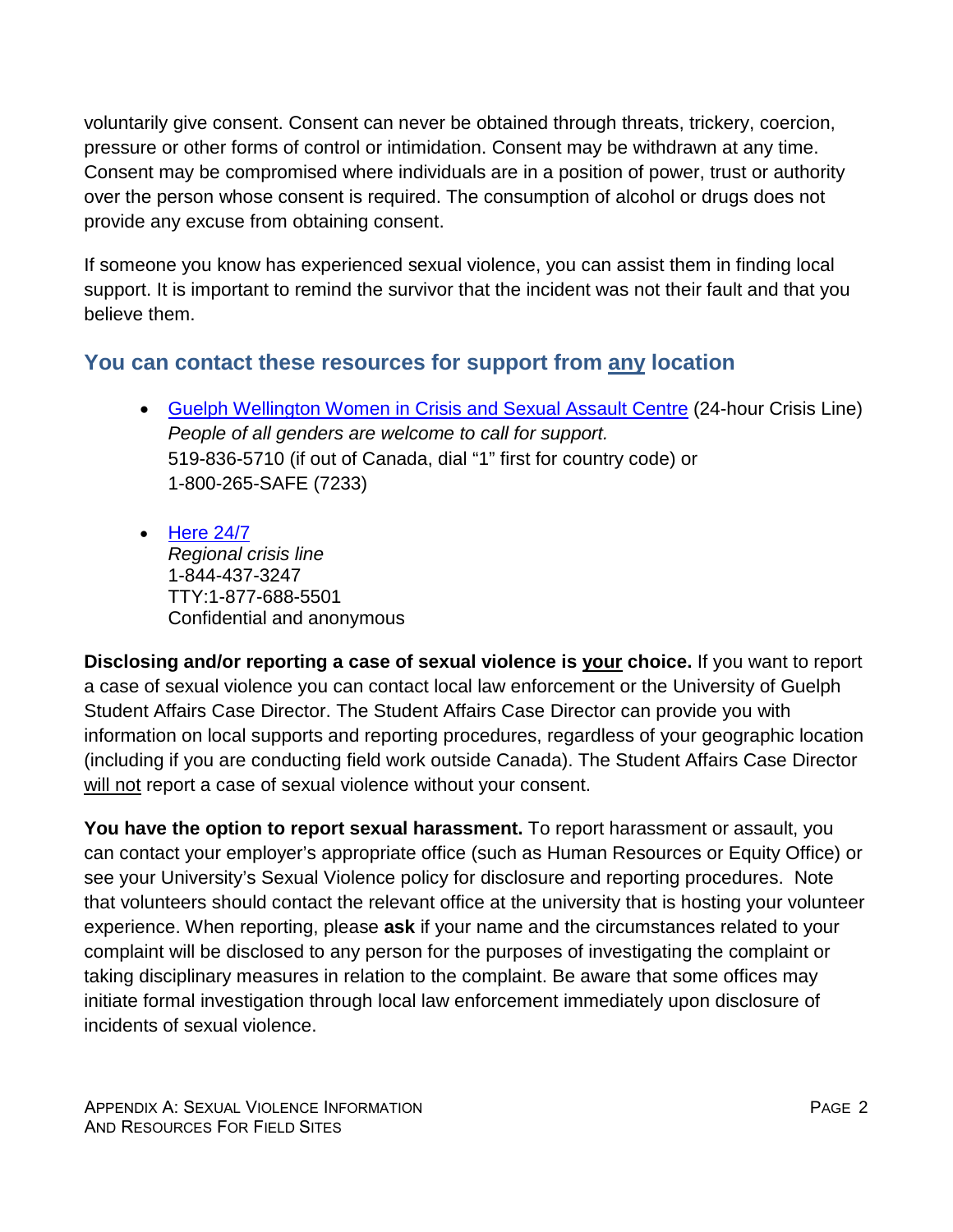voluntarily give consent. Consent can never be obtained through threats, trickery, coercion, pressure or other forms of control or intimidation. Consent may be withdrawn at any time. Consent may be compromised where individuals are in a position of power, trust or authority over the person whose consent is required. The consumption of alcohol or drugs does not provide any excuse from obtaining consent.

If someone you know has experienced sexual violence, you can assist them in finding local support. It is important to remind the survivor that the incident was not their fault and that you believe them.

## You can contact these resources for support from <u>any</u> location

- Guelph Wellington Women in Crisis and Sexual Assault Centre (24-hour Crisis Line)
  *People of all genders are welcome to call for support.*
  519-836-5710 (if out of Canada, dial "1" first for country code) or
  1-800-265-SAFE (7233)

- Here 24/7
  *Regional crisis line*
  1-844-437-3247
  TTY:1-877-688-5501
  Confidential and anonymous

**Disclosing and/or reporting a case of sexual violence is <u>your</u> choice.** If you want to report a case of sexual violence you can contact local law enforcement or the University of Guelph Student Affairs Case Director. The Student Affairs Case Director can provide you with information on local supports and reporting procedures, regardless of your geographic location (including if you are conducting field work outside Canada). The Student Affairs Case Director <u>will not</u> report a case of sexual violence without your consent.

**You have the option to report sexual harassment.** To report harassment or assault, you can contact your employer's appropriate office (such as Human Resources or Equity Office) or see your University's Sexual Violence policy for disclosure and reporting procedures. Note that volunteers should contact the relevant office at the university that is hosting your volunteer experience. When reporting, please **ask** if your name and the circumstances related to your complaint will be disclosed to any person for the purposes of investigating the complaint or taking disciplinary measures in relation to the complaint. Be aware that some offices may initiate formal investigation through local law enforcement immediately upon disclosure of incidents of sexual violence.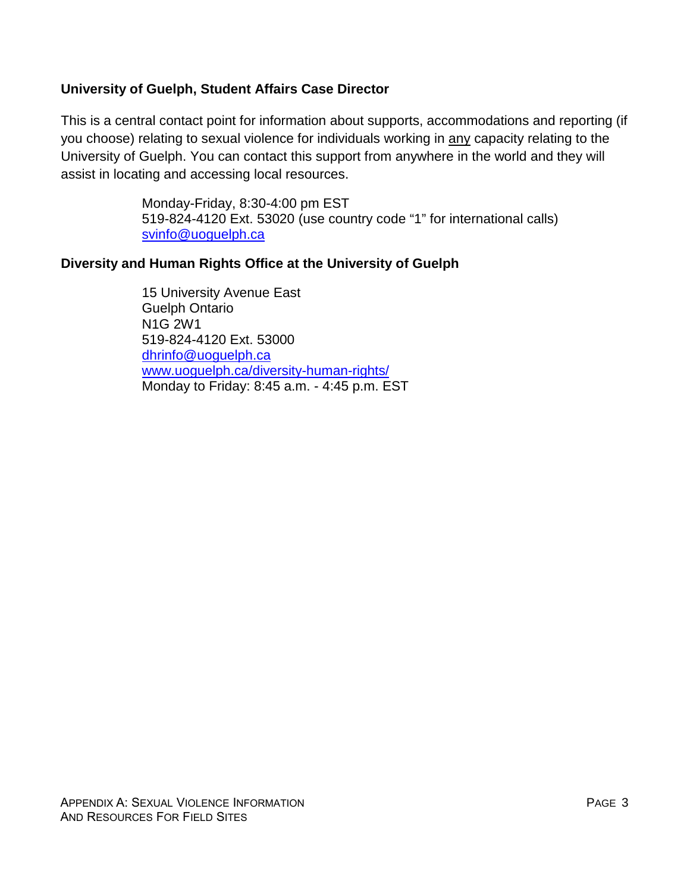**University of Guelph, Student Affairs Case Director**

This is a central contact point for information about supports, accommodations and reporting (if you choose) relating to sexual violence for individuals working in any capacity relating to the University of Guelph. You can contact this support from anywhere in the world and they will assist in locating and accessing local resources.

Monday-Friday, 8:30-4:00 pm EST
519-824-4120 Ext. 53020 (use country code “1” for international calls)
svinfo@uoguelph.ca

**Diversity and Human Rights Office at the University of Guelph**

15 University Avenue East
Guelph Ontario
N1G 2W1
519-824-4120 Ext. 53000
dhrinfo@uoguelph.ca
www.uoguelph.ca/diversity-human-rights/
Monday to Friday: 8:45 a.m. - 4:45 p.m. EST